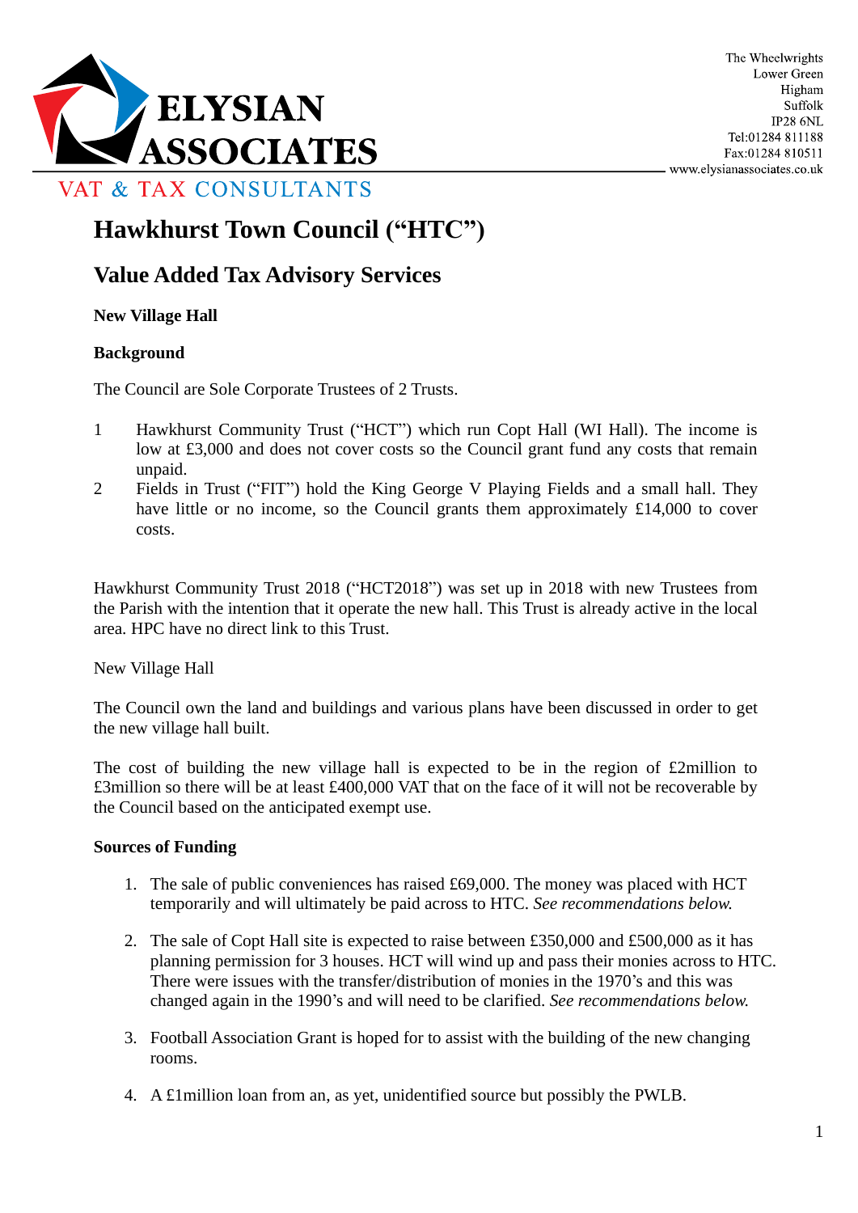ELYSIAN ASSOCIATES

VAT & TAX CONSULTANTS

The Wheelwrights
Lower Green
Higham
Suffolk
IP28 6NL
Tel:01284 811188
Fax:01284 810511
www.elysianassociates.co.uk

# Hawkhurst Town Council ("HTC")

## Value Added Tax Advisory Services

**New Village Hall**

**Background**

The Council are Sole Corporate Trustees of 2 Trusts.

1 Hawkhurst Community Trust ("HCT") which run Copt Hall (WI Hall). The income is low at £3,000 and does not cover costs so the Council grant fund any costs that remain unpaid.

2 Fields in Trust ("FIT") hold the King George V Playing Fields and a small hall. They have little or no income, so the Council grants them approximately £14,000 to cover costs.

Hawkhurst Community Trust 2018 ("HCT2018") was set up in 2018 with new Trustees from the Parish with the intention that it operate the new hall. This Trust is already active in the local area. HPC have no direct link to this Trust.

New Village Hall

The Council own the land and buildings and various plans have been discussed in order to get the new village hall built.

The cost of building the new village hall is expected to be in the region of £2million to £3million so there will be at least £400,000 VAT that on the face of it will not be recoverable by the Council based on the anticipated exempt use.

**Sources of Funding**

1. The sale of public conveniences has raised £69,000. The money was placed with HCT temporarily and will ultimately be paid across to HTC. *See recommendations below.*

2. The sale of Copt Hall site is expected to raise between £350,000 and £500,000 as it has planning permission for 3 houses. HCT will wind up and pass their monies across to HTC. There were issues with the transfer/distribution of monies in the 1970's and this was changed again in the 1990's and will need to be clarified. *See recommendations below.*

3. Football Association Grant is hoped for to assist with the building of the new changing rooms.

4. A £1million loan from an, as yet, unidentified source but possibly the PWLB.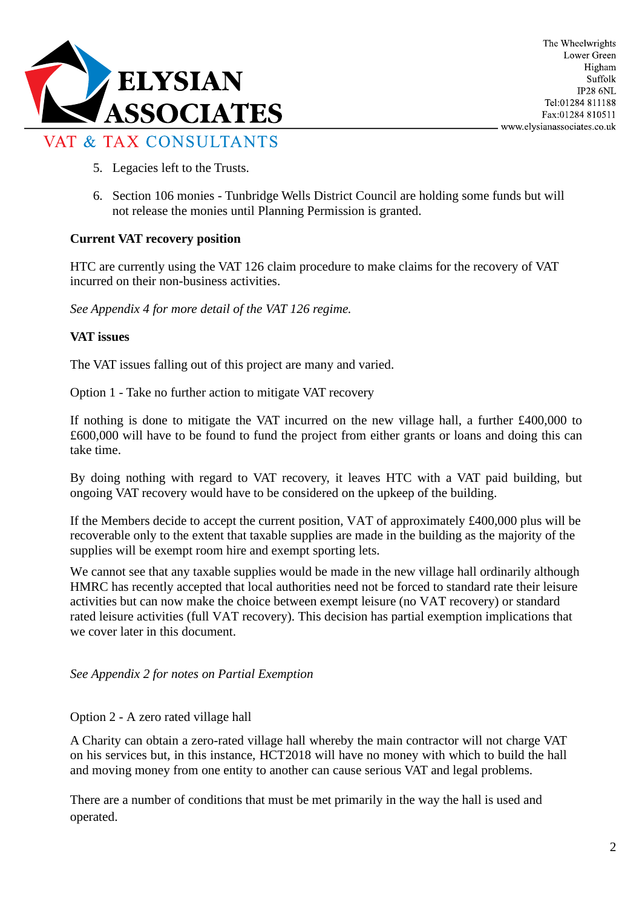5. Legacies left to the Trusts.

6. Section 106 monies - Tunbridge Wells District Council are holding some funds but will not release the monies until Planning Permission is granted.

**Current VAT recovery position**

HTC are currently using the VAT 126 claim procedure to make claims for the recovery of VAT incurred on their non-business activities.

*See Appendix 4 for more detail of the VAT 126 regime.*

**VAT issues**

The VAT issues falling out of this project are many and varied.

Option 1 - Take no further action to mitigate VAT recovery

If nothing is done to mitigate the VAT incurred on the new village hall, a further £400,000 to £600,000 will have to be found to fund the project from either grants or loans and doing this can take time.

By doing nothing with regard to VAT recovery, it leaves HTC with a VAT paid building, but ongoing VAT recovery would have to be considered on the upkeep of the building.

If the Members decide to accept the current position, VAT of approximately £400,000 plus will be recoverable only to the extent that taxable supplies are made in the building as the majority of the supplies will be exempt room hire and exempt sporting lets.

We cannot see that any taxable supplies would be made in the new village hall ordinarily although HMRC has recently accepted that local authorities need not be forced to standard rate their leisure activities but can now make the choice between exempt leisure (no VAT recovery) or standard rated leisure activities (full VAT recovery). This decision has partial exemption implications that we cover later in this document.

*See Appendix 2 for notes on Partial Exemption*

Option 2 - A zero rated village hall

A Charity can obtain a zero-rated village hall whereby the main contractor will not charge VAT on his services but, in this instance, HCT2018 will have no money with which to build the hall and moving money from one entity to another can cause serious VAT and legal problems.

There are a number of conditions that must be met primarily in the way the hall is used and operated.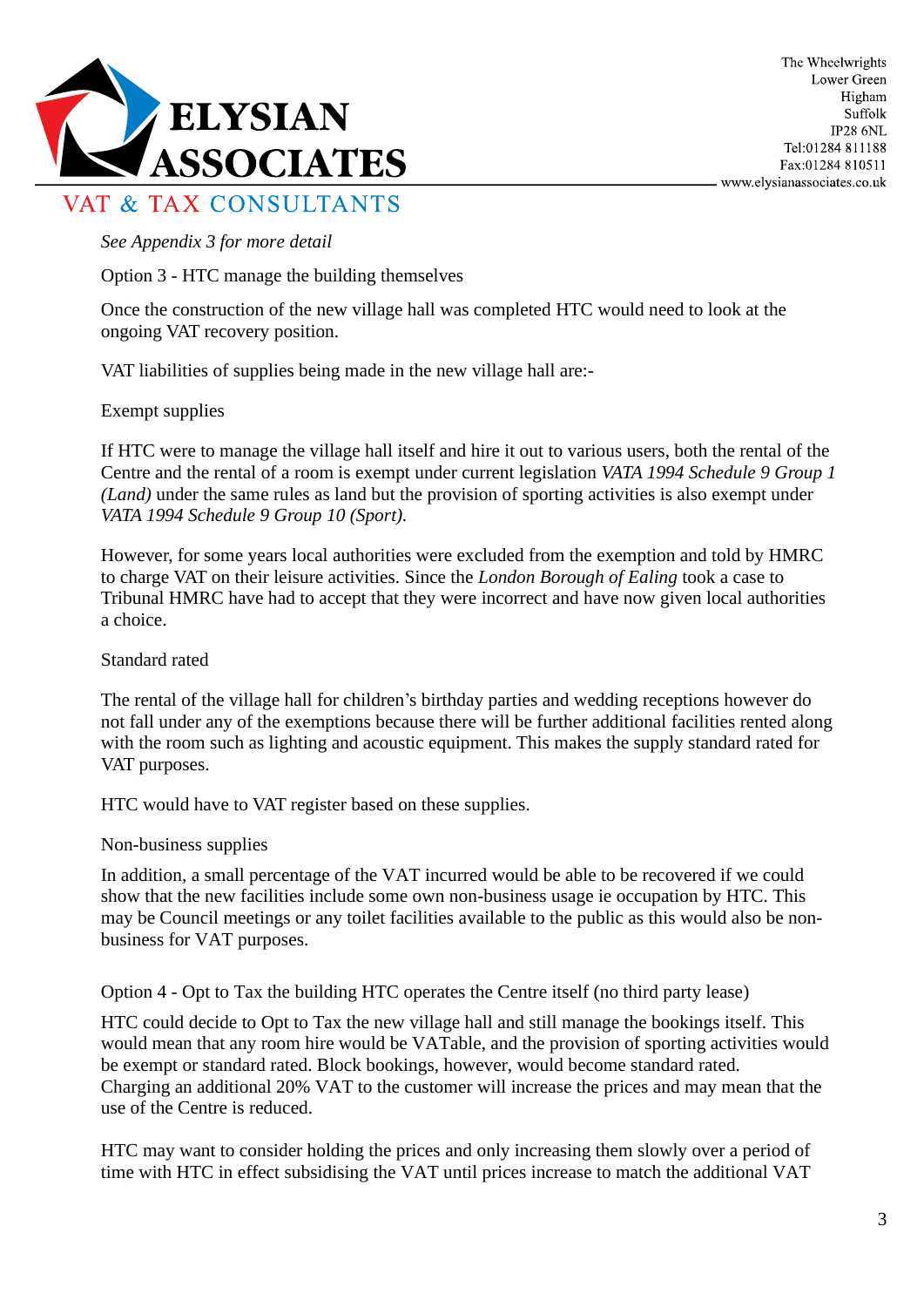*See Appendix 3 for more detail*

Option 3 - HTC manage the building themselves

Once the construction of the new village hall was completed HTC would need to look at the ongoing VAT recovery position.

VAT liabilities of supplies being made in the new village hall are:-

Exempt supplies

If HTC were to manage the village hall itself and hire it out to various users, both the rental of the Centre and the rental of a room is exempt under current legislation *VATA 1994 Schedule 9 Group 1 (Land)* under the same rules as land but the provision of sporting activities is also exempt under *VATA 1994 Schedule 9 Group 10 (Sport).*

However, for some years local authorities were excluded from the exemption and told by HMRC to charge VAT on their leisure activities. Since the *London Borough of Ealing* took a case to Tribunal HMRC have had to accept that they were incorrect and have now given local authorities a choice.

Standard rated

The rental of the village hall for children's birthday parties and wedding receptions however do not fall under any of the exemptions because there will be further additional facilities rented along with the room such as lighting and acoustic equipment. This makes the supply standard rated for VAT purposes.

HTC would have to VAT register based on these supplies.

Non-business supplies

In addition, a small percentage of the VAT incurred would be able to be recovered if we could show that the new facilities include some own non-business usage ie occupation by HTC. This may be Council meetings or any toilet facilities available to the public as this would also be non-business for VAT purposes.

Option 4 - Opt to Tax the building HTC operates the Centre itself (no third party lease)

HTC could decide to Opt to Tax the new village hall and still manage the bookings itself. This would mean that any room hire would be VATable, and the provision of sporting activities would be exempt or standard rated. Block bookings, however, would become standard rated. Charging an additional 20% VAT to the customer will increase the prices and may mean that the use of the Centre is reduced.

HTC may want to consider holding the prices and only increasing them slowly over a period of time with HTC in effect subsidising the VAT until prices increase to match the additional VAT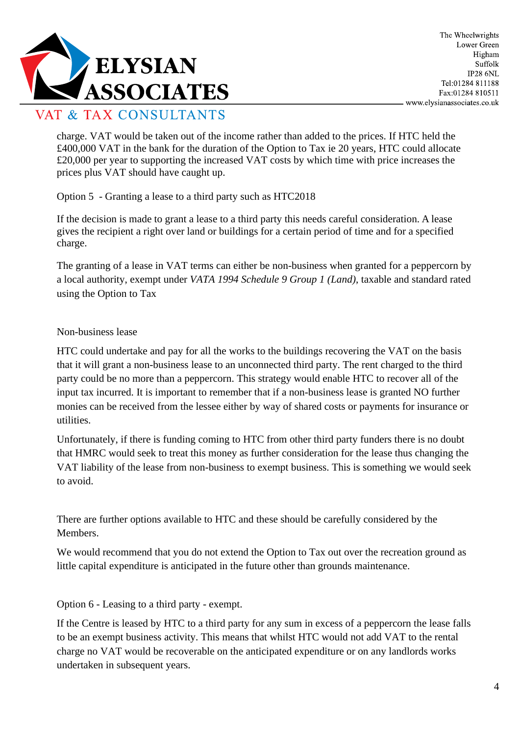charge. VAT would be taken out of the income rather than added to the prices. If HTC held the £400,000 VAT in the bank for the duration of the Option to Tax ie 20 years, HTC could allocate £20,000 per year to supporting the increased VAT costs by which time with price increases the prices plus VAT should have caught up.

Option 5 - Granting a lease to a third party such as HTC2018

If the decision is made to grant a lease to a third party this needs careful consideration. A lease gives the recipient a right over land or buildings for a certain period of time and for a specified charge.

The granting of a lease in VAT terms can either be non-business when granted for a peppercorn by a local authority, exempt under *VATA 1994 Schedule 9 Group 1 (Land)*, taxable and standard rated using the Option to Tax

Non-business lease

HTC could undertake and pay for all the works to the buildings recovering the VAT on the basis that it will grant a non-business lease to an unconnected third party. The rent charged to the third party could be no more than a peppercorn. This strategy would enable HTC to recover all of the input tax incurred. It is important to remember that if a non-business lease is granted NO further monies can be received from the lessee either by way of shared costs or payments for insurance or utilities.

Unfortunately, if there is funding coming to HTC from other third party funders there is no doubt that HMRC would seek to treat this money as further consideration for the lease thus changing the VAT liability of the lease from non-business to exempt business. This is something we would seek to avoid.

There are further options available to HTC and these should be carefully considered by the Members.

We would recommend that you do not extend the Option to Tax out over the recreation ground as little capital expenditure is anticipated in the future other than grounds maintenance.

Option 6 - Leasing to a third party - exempt.

If the Centre is leased by HTC to a third party for any sum in excess of a peppercorn the lease falls to be an exempt business activity. This means that whilst HTC would not add VAT to the rental charge no VAT would be recoverable on the anticipated expenditure or on any landlords works undertaken in subsequent years.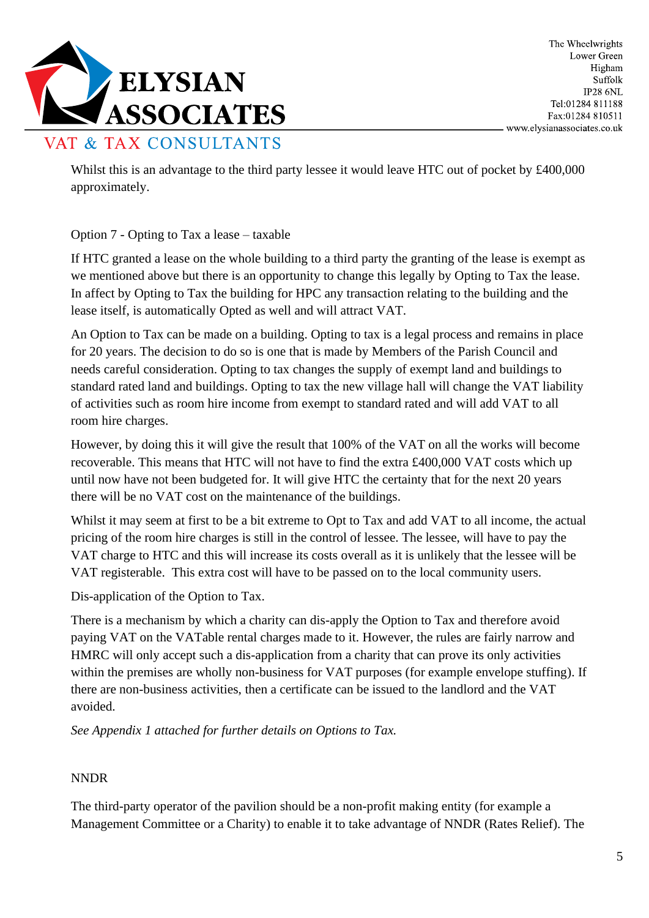Whilst this is an advantage to the third party lessee it would leave HTC out of pocket by £400,000 approximately.

Option 7 - Opting to Tax a lease – taxable

If HTC granted a lease on the whole building to a third party the granting of the lease is exempt as we mentioned above but there is an opportunity to change this legally by Opting to Tax the lease. In affect by Opting to Tax the building for HPC any transaction relating to the building and the lease itself, is automatically Opted as well and will attract VAT.

An Option to Tax can be made on a building. Opting to tax is a legal process and remains in place for 20 years. The decision to do so is one that is made by Members of the Parish Council and needs careful consideration. Opting to tax changes the supply of exempt land and buildings to standard rated land and buildings. Opting to tax the new village hall will change the VAT liability of activities such as room hire income from exempt to standard rated and will add VAT to all room hire charges.

However, by doing this it will give the result that 100% of the VAT on all the works will become recoverable. This means that HTC will not have to find the extra £400,000 VAT costs which up until now have not been budgeted for. It will give HTC the certainty that for the next 20 years there will be no VAT cost on the maintenance of the buildings.

Whilst it may seem at first to be a bit extreme to Opt to Tax and add VAT to all income, the actual pricing of the room hire charges is still in the control of lessee. The lessee, will have to pay the VAT charge to HTC and this will increase its costs overall as it is unlikely that the lessee will be VAT registerable. This extra cost will have to be passed on to the local community users.

Dis-application of the Option to Tax.

There is a mechanism by which a charity can dis-apply the Option to Tax and therefore avoid paying VAT on the VATable rental charges made to it. However, the rules are fairly narrow and HMRC will only accept such a dis-application from a charity that can prove its only activities within the premises are wholly non-business for VAT purposes (for example envelope stuffing). If there are non-business activities, then a certificate can be issued to the landlord and the VAT avoided.

*See Appendix 1 attached for further details on Options to Tax.*

NNDR

The third-party operator of the pavilion should be a non-profit making entity (for example a Management Committee or a Charity) to enable it to take advantage of NNDR (Rates Relief). The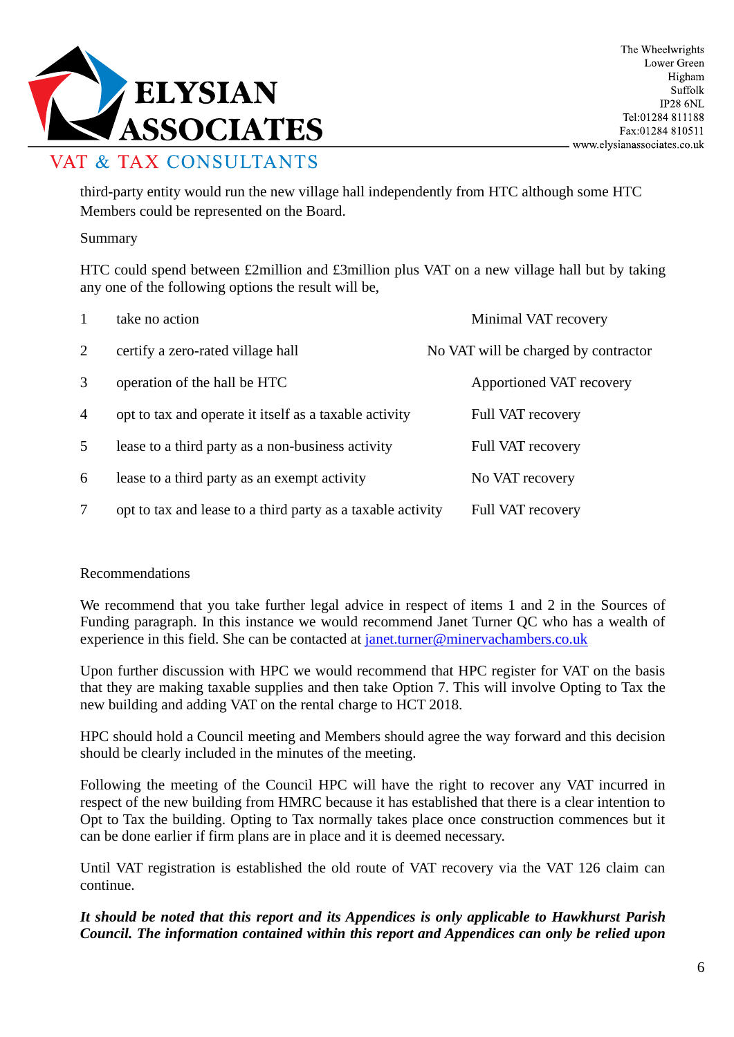third-party entity would run the new village hall independently from HTC although some HTC Members could be represented on the Board.

Summary

HTC could spend between £2million and £3million plus VAT on a new village hall but by taking any one of the following options the result will be,

| | | |
|---|---|---|
| 1 | take no action | Minimal VAT recovery |
| 2 | certify a zero-rated village hall | No VAT will be charged by contractor |
| 3 | operation of the hall be HTC | Apportioned VAT recovery |
| 4 | opt to tax and operate it itself as a taxable activity | Full VAT recovery |
| 5 | lease to a third party as a non-business activity | Full VAT recovery |
| 6 | lease to a third party as an exempt activity | No VAT recovery |
| 7 | opt to tax and lease to a third party as a taxable activity | Full VAT recovery |

Recommendations

We recommend that you take further legal advice in respect of items 1 and 2 in the Sources of Funding paragraph. In this instance we would recommend Janet Turner QC who has a wealth of experience in this field. She can be contacted at janet.turner@minervachambers.co.uk

Upon further discussion with HPC we would recommend that HPC register for VAT on the basis that they are making taxable supplies and then take Option 7. This will involve Opting to Tax the new building and adding VAT on the rental charge to HCT 2018.

HPC should hold a Council meeting and Members should agree the way forward and this decision should be clearly included in the minutes of the meeting.

Following the meeting of the Council HPC will have the right to recover any VAT incurred in respect of the new building from HMRC because it has established that there is a clear intention to Opt to Tax the building. Opting to Tax normally takes place once construction commences but it can be done earlier if firm plans are in place and it is deemed necessary.

Until VAT registration is established the old route of VAT recovery via the VAT 126 claim can continue.

***It should be noted that this report and its Appendices is only applicable to Hawkhurst Parish Council. The information contained within this report and Appendices can only be relied upon***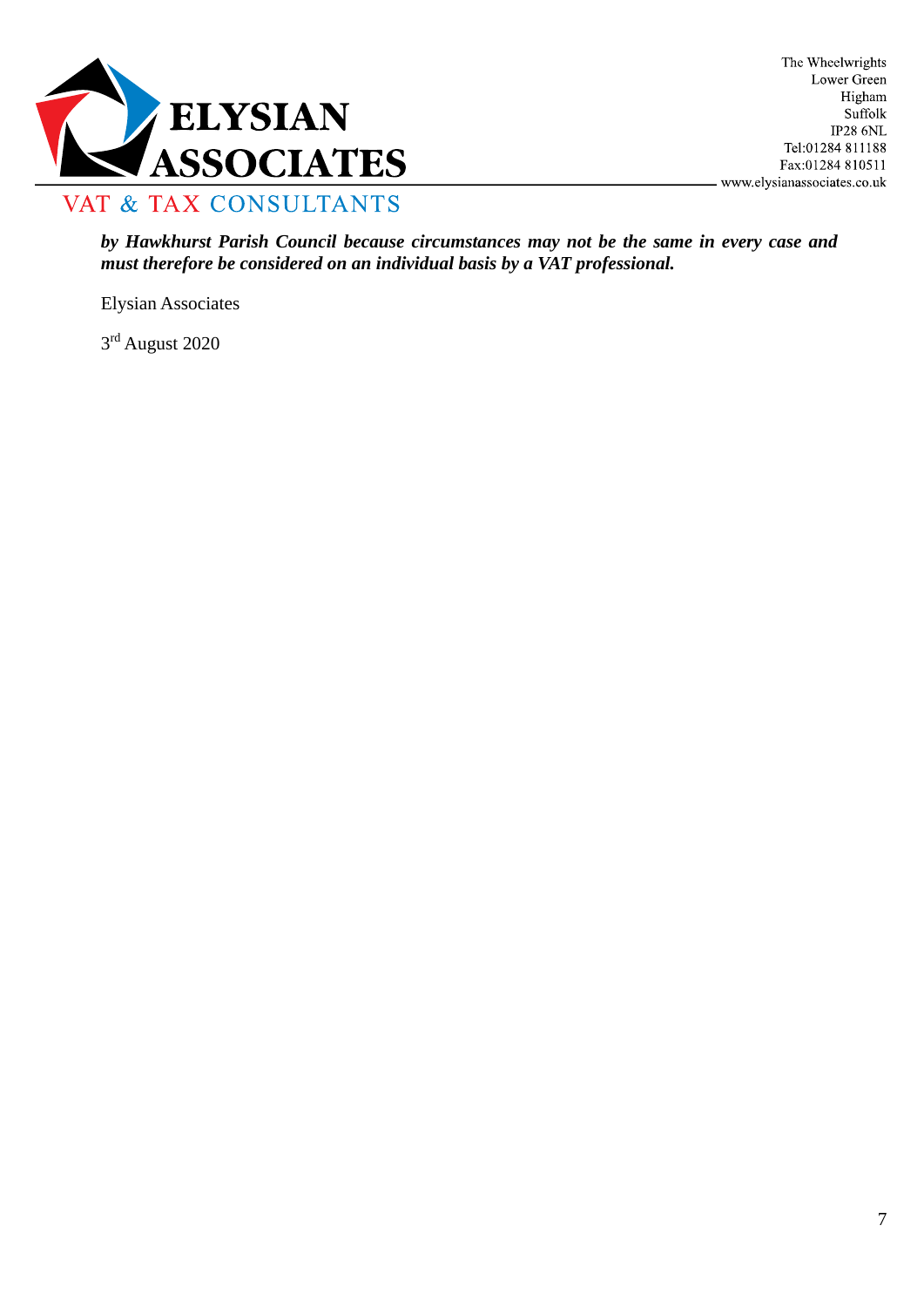***by Hawkhurst Parish Council because circumstances may not be the same in every case and must therefore be considered on an individual basis by a VAT professional.***

Elysian Associates

3rd August 2020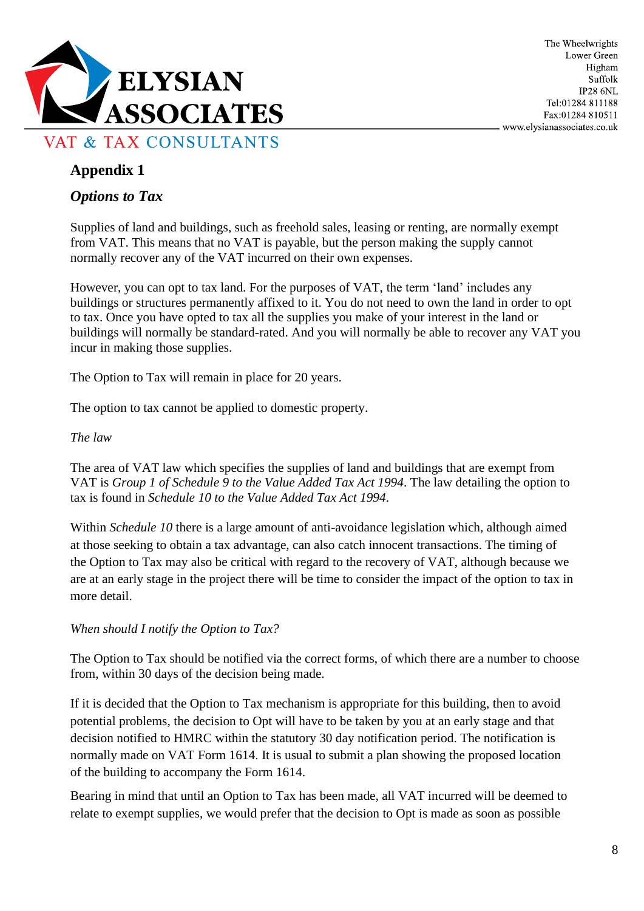## Appendix 1

### *Options to Tax*

Supplies of land and buildings, such as freehold sales, leasing or renting, are normally exempt from VAT. This means that no VAT is payable, but the person making the supply cannot normally recover any of the VAT incurred on their own expenses.

However, you can opt to tax land. For the purposes of VAT, the term 'land' includes any buildings or structures permanently affixed to it. You do not need to own the land in order to opt to tax. Once you have opted to tax all the supplies you make of your interest in the land or buildings will normally be standard-rated. And you will normally be able to recover any VAT you incur in making those supplies.

The Option to Tax will remain in place for 20 years.

The option to tax cannot be applied to domestic property.

*The law*

The area of VAT law which specifies the supplies of land and buildings that are exempt from VAT is *Group 1 of Schedule 9 to the Value Added Tax Act 1994*. The law detailing the option to tax is found in *Schedule 10 to the Value Added Tax Act 1994*.

Within *Schedule 10* there is a large amount of anti-avoidance legislation which, although aimed at those seeking to obtain a tax advantage, can also catch innocent transactions. The timing of the Option to Tax may also be critical with regard to the recovery of VAT, although because we are at an early stage in the project there will be time to consider the impact of the option to tax in more detail.

*When should I notify the Option to Tax?*

The Option to Tax should be notified via the correct forms, of which there are a number to choose from, within 30 days of the decision being made.

If it is decided that the Option to Tax mechanism is appropriate for this building, then to avoid potential problems, the decision to Opt will have to be taken by you at an early stage and that decision notified to HMRC within the statutory 30 day notification period. The notification is normally made on VAT Form 1614. It is usual to submit a plan showing the proposed location of the building to accompany the Form 1614.

Bearing in mind that until an Option to Tax has been made, all VAT incurred will be deemed to relate to exempt supplies, we would prefer that the decision to Opt is made as soon as possible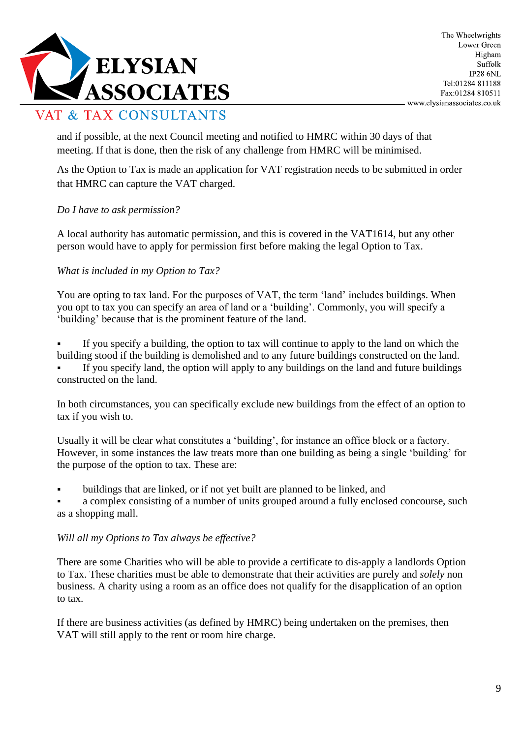and if possible, at the next Council meeting and notified to HMRC within 30 days of that meeting. If that is done, then the risk of any challenge from HMRC will be minimised.

As the Option to Tax is made an application for VAT registration needs to be submitted in order that HMRC can capture the VAT charged.

*Do I have to ask permission?*

A local authority has automatic permission, and this is covered in the VAT1614, but any other person would have to apply for permission first before making the legal Option to Tax.

*What is included in my Option to Tax?*

You are opting to tax land. For the purposes of VAT, the term 'land' includes buildings. When you opt to tax you can specify an area of land or a 'building'. Commonly, you will specify a 'building' because that is the prominent feature of the land.

- If you specify a building, the option to tax will continue to apply to the land on which the building stood if the building is demolished and to any future buildings constructed on the land.
- If you specify land, the option will apply to any buildings on the land and future buildings constructed on the land.

In both circumstances, you can specifically exclude new buildings from the effect of an option to tax if you wish to.

Usually it will be clear what constitutes a 'building', for instance an office block or a factory. However, in some instances the law treats more than one building as being a single 'building' for the purpose of the option to tax. These are:

- buildings that are linked, or if not yet built are planned to be linked, and
- a complex consisting of a number of units grouped around a fully enclosed concourse, such as a shopping mall.

*Will all my Options to Tax always be effective?*

There are some Charities who will be able to provide a certificate to dis-apply a landlords Option to Tax. These charities must be able to demonstrate that their activities are purely and *solely* non business. A charity using a room as an office does not qualify for the disapplication of an option to tax.

If there are business activities (as defined by HMRC) being undertaken on the premises, then VAT will still apply to the rent or room hire charge.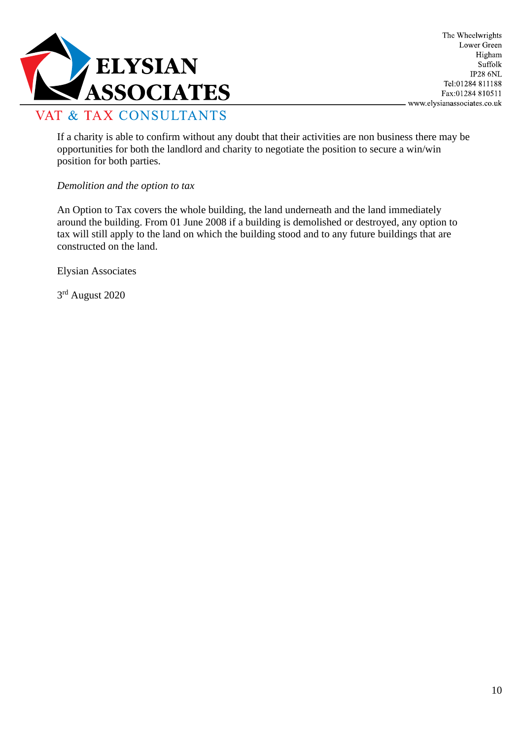If a charity is able to confirm without any doubt that their activities are non business there may be opportunities for both the landlord and charity to negotiate the position to secure a win/win position for both parties.

*Demolition and the option to tax*

An Option to Tax covers the whole building, the land underneath and the land immediately around the building. From 01 June 2008 if a building is demolished or destroyed, any option to tax will still apply to the land on which the building stood and to any future buildings that are constructed on the land.

Elysian Associates

3rd August 2020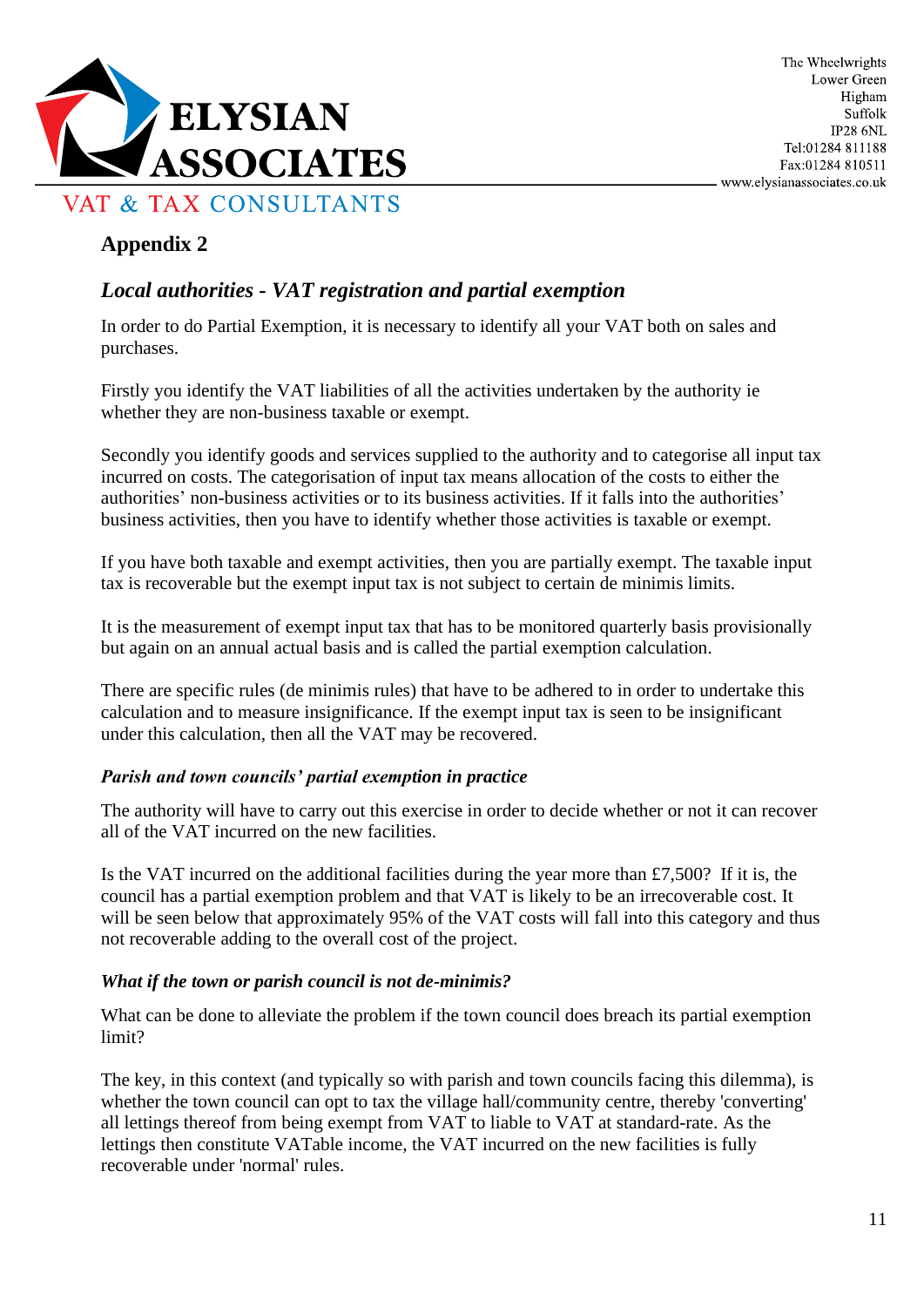## Appendix 2

### *Local authorities - VAT registration and partial exemption*

In order to do Partial Exemption, it is necessary to identify all your VAT both on sales and purchases.

Firstly you identify the VAT liabilities of all the activities undertaken by the authority ie whether they are non-business taxable or exempt.

Secondly you identify goods and services supplied to the authority and to categorise all input tax incurred on costs. The categorisation of input tax means allocation of the costs to either the authorities' non-business activities or to its business activities. If it falls into the authorities' business activities, then you have to identify whether those activities is taxable or exempt.

If you have both taxable and exempt activities, then you are partially exempt. The taxable input tax is recoverable but the exempt input tax is not subject to certain de minimis limits.

It is the measurement of exempt input tax that has to be monitored quarterly basis provisionally but again on an annual actual basis and is called the partial exemption calculation.

There are specific rules (de minimis rules) that have to be adhered to in order to undertake this calculation and to measure insignificance. If the exempt input tax is seen to be insignificant under this calculation, then all the VAT may be recovered.

#### *Parish and town councils' partial exemption in practice*

The authority will have to carry out this exercise in order to decide whether or not it can recover all of the VAT incurred on the new facilities.

Is the VAT incurred on the additional facilities during the year more than £7,500? If it is, the council has a partial exemption problem and that VAT is likely to be an irrecoverable cost. It will be seen below that approximately 95% of the VAT costs will fall into this category and thus not recoverable adding to the overall cost of the project.

#### *What if the town or parish council is not de-minimis?*

What can be done to alleviate the problem if the town council does breach its partial exemption limit?

The key, in this context (and typically so with parish and town councils facing this dilemma), is whether the town council can opt to tax the village hall/community centre, thereby 'converting' all lettings thereof from being exempt from VAT to liable to VAT at standard-rate. As the lettings then constitute VATable income, the VAT incurred on the new facilities is fully recoverable under 'normal' rules.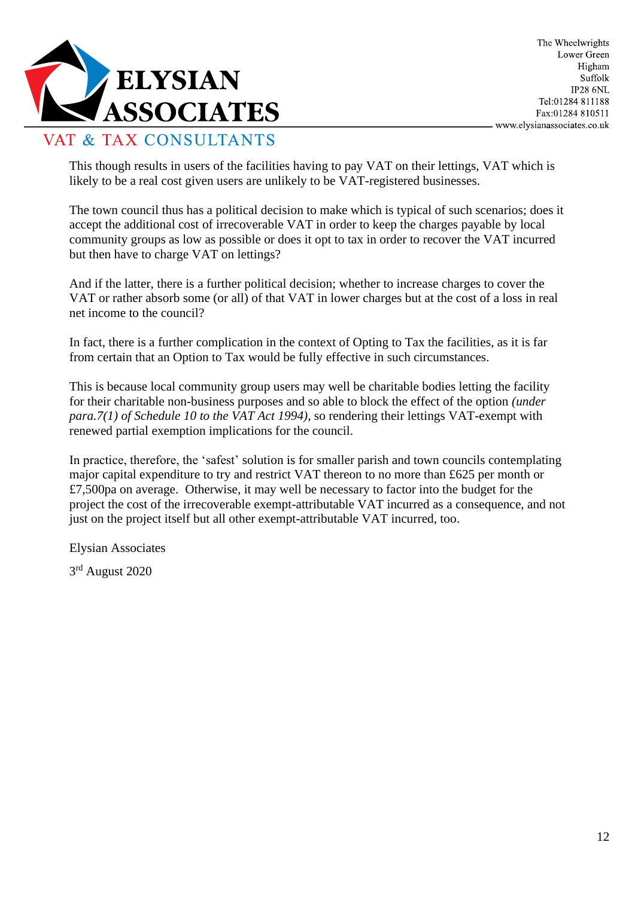This though results in users of the facilities having to pay VAT on their lettings, VAT which is likely to be a real cost given users are unlikely to be VAT-registered businesses.

The town council thus has a political decision to make which is typical of such scenarios; does it accept the additional cost of irrecoverable VAT in order to keep the charges payable by local community groups as low as possible or does it opt to tax in order to recover the VAT incurred but then have to charge VAT on lettings?

And if the latter, there is a further political decision; whether to increase charges to cover the VAT or rather absorb some (or all) of that VAT in lower charges but at the cost of a loss in real net income to the council?

In fact, there is a further complication in the context of Opting to Tax the facilities, as it is far from certain that an Option to Tax would be fully effective in such circumstances.

This is because local community group users may well be charitable bodies letting the facility for their charitable non-business purposes and so able to block the effect of the option *(under para.7(1) of Schedule 10 to the VAT Act 1994)*, so rendering their lettings VAT-exempt with renewed partial exemption implications for the council.

In practice, therefore, the 'safest' solution is for smaller parish and town councils contemplating major capital expenditure to try and restrict VAT thereon to no more than £625 per month or £7,500pa on average. Otherwise, it may well be necessary to factor into the budget for the project the cost of the irrecoverable exempt-attributable VAT incurred as a consequence, and not just on the project itself but all other exempt-attributable VAT incurred, too.

Elysian Associates

3rd August 2020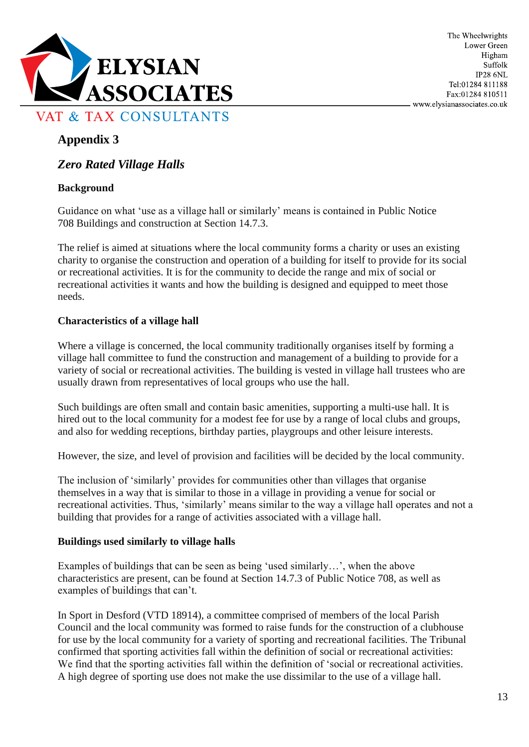## Appendix 3

### *Zero Rated Village Halls*

**Background**

Guidance on what 'use as a village hall or similarly' means is contained in Public Notice 708 Buildings and construction at Section 14.7.3.

The relief is aimed at situations where the local community forms a charity or uses an existing charity to organise the construction and operation of a building for itself to provide for its social or recreational activities. It is for the community to decide the range and mix of social or recreational activities it wants and how the building is designed and equipped to meet those needs.

**Characteristics of a village hall**

Where a village is concerned, the local community traditionally organises itself by forming a village hall committee to fund the construction and management of a building to provide for a variety of social or recreational activities. The building is vested in village hall trustees who are usually drawn from representatives of local groups who use the hall.

Such buildings are often small and contain basic amenities, supporting a multi-use hall. It is hired out to the local community for a modest fee for use by a range of local clubs and groups, and also for wedding receptions, birthday parties, playgroups and other leisure interests.

However, the size, and level of provision and facilities will be decided by the local community.

The inclusion of 'similarly' provides for communities other than villages that organise themselves in a way that is similar to those in a village in providing a venue for social or recreational activities. Thus, 'similarly' means similar to the way a village hall operates and not a building that provides for a range of activities associated with a village hall.

**Buildings used similarly to village halls**

Examples of buildings that can be seen as being 'used similarly…', when the above characteristics are present, can be found at Section 14.7.3 of Public Notice 708, as well as examples of buildings that can't.

In Sport in Desford (VTD 18914), a committee comprised of members of the local Parish Council and the local community was formed to raise funds for the construction of a clubhouse for use by the local community for a variety of sporting and recreational facilities. The Tribunal confirmed that sporting activities fall within the definition of social or recreational activities: We find that the sporting activities fall within the definition of 'social or recreational activities. A high degree of sporting use does not make the use dissimilar to the use of a village hall.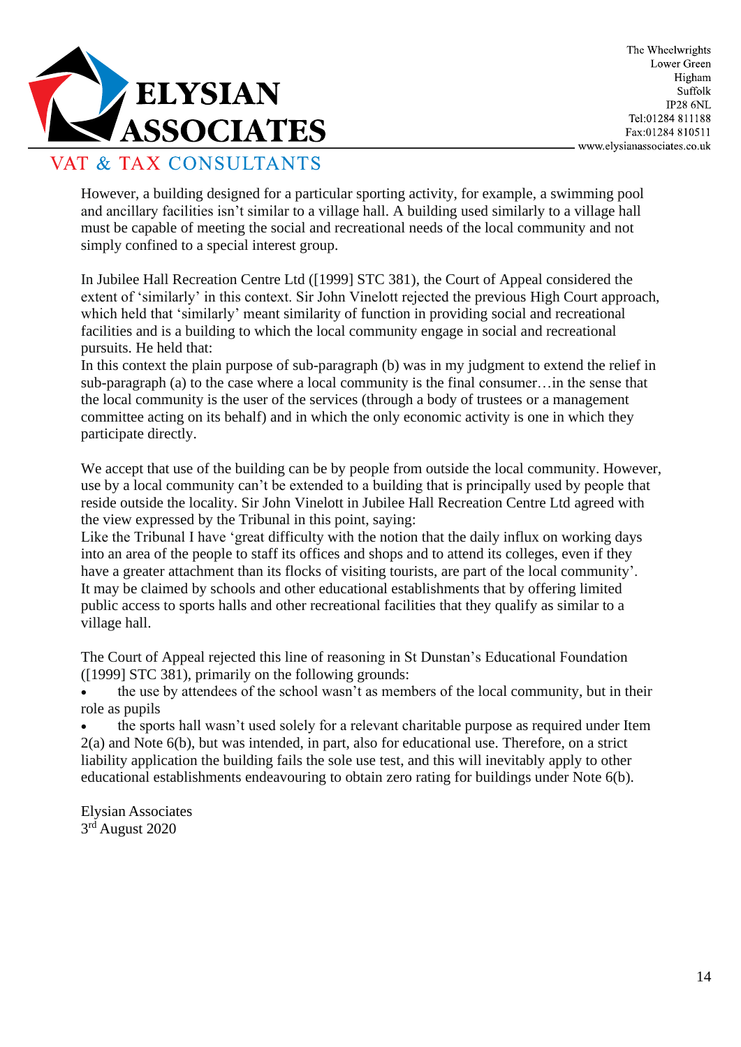However, a building designed for a particular sporting activity, for example, a swimming pool and ancillary facilities isn't similar to a village hall. A building used similarly to a village hall must be capable of meeting the social and recreational needs of the local community and not simply confined to a special interest group.

In Jubilee Hall Recreation Centre Ltd ([1999] STC 381), the Court of Appeal considered the extent of 'similarly' in this context. Sir John Vinelott rejected the previous High Court approach, which held that 'similarly' meant similarity of function in providing social and recreational facilities and is a building to which the local community engage in social and recreational pursuits. He held that:

In this context the plain purpose of sub-paragraph (b) was in my judgment to extend the relief in sub-paragraph (a) to the case where a local community is the final consumer…in the sense that the local community is the user of the services (through a body of trustees or a management committee acting on its behalf) and in which the only economic activity is one in which they participate directly.

We accept that use of the building can be by people from outside the local community. However, use by a local community can't be extended to a building that is principally used by people that reside outside the locality. Sir John Vinelott in Jubilee Hall Recreation Centre Ltd agreed with the view expressed by the Tribunal in this point, saying:

Like the Tribunal I have 'great difficulty with the notion that the daily influx on working days into an area of the people to staff its offices and shops and to attend its colleges, even if they have a greater attachment than its flocks of visiting tourists, are part of the local community'.

It may be claimed by schools and other educational establishments that by offering limited public access to sports halls and other recreational facilities that they qualify as similar to a village hall.

The Court of Appeal rejected this line of reasoning in St Dunstan's Educational Foundation ([1999] STC 381), primarily on the following grounds:

- the use by attendees of the school wasn't as members of the local community, but in their role as pupils
- the sports hall wasn't used solely for a relevant charitable purpose as required under Item 2(a) and Note 6(b), but was intended, in part, also for educational use. Therefore, on a strict liability application the building fails the sole use test, and this will inevitably apply to other educational establishments endeavouring to obtain zero rating for buildings under Note 6(b).

Elysian Associates
3rd August 2020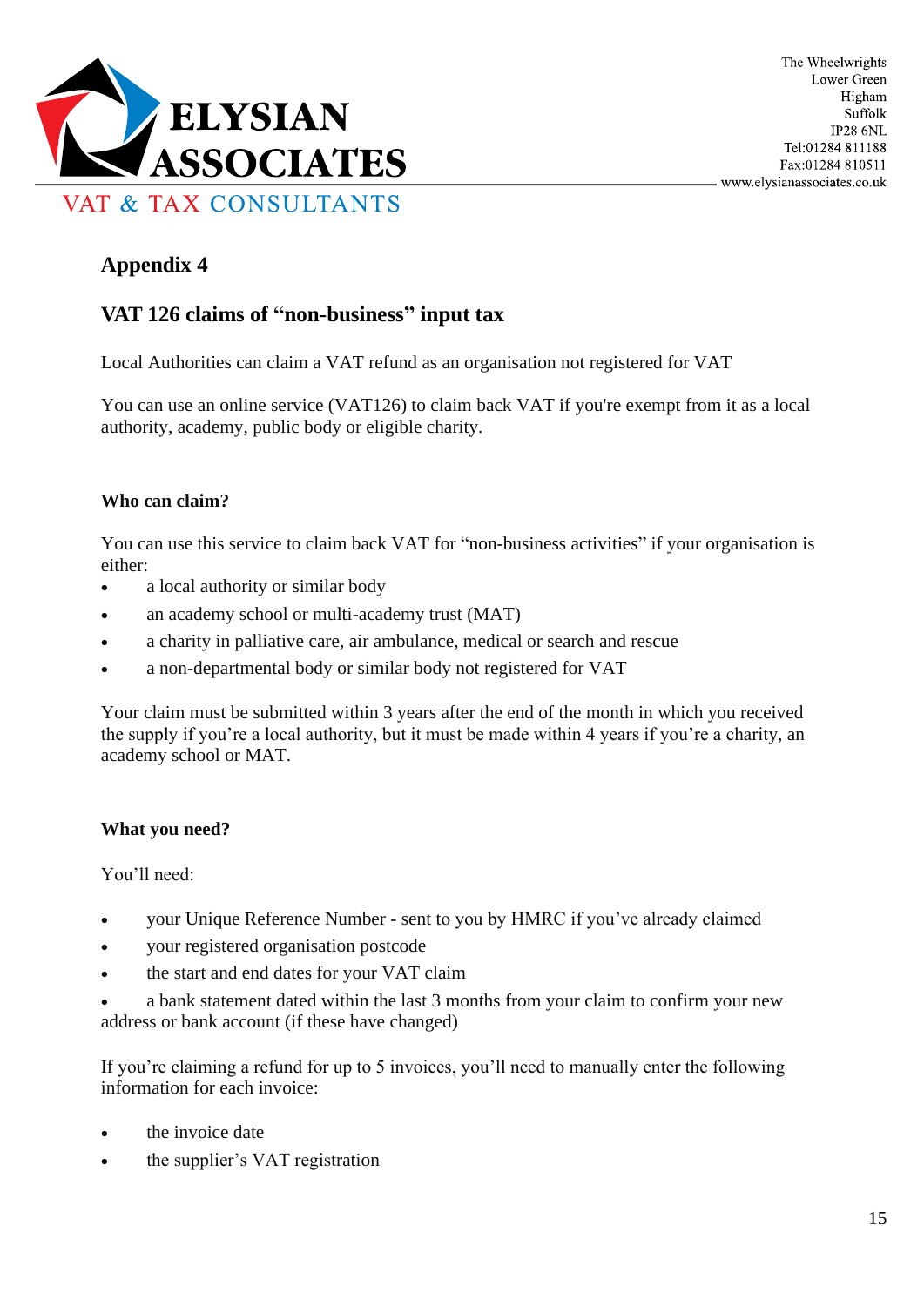## Appendix 4

## VAT 126 claims of "non-business" input tax

Local Authorities can claim a VAT refund as an organisation not registered for VAT

You can use an online service (VAT126) to claim back VAT if you're exempt from it as a local authority, academy, public body or eligible charity.

**Who can claim?**

You can use this service to claim back VAT for "non-business activities" if your organisation is either:

- a local authority or similar body
- an academy school or multi-academy trust (MAT)
- a charity in palliative care, air ambulance, medical or search and rescue
- a non-departmental body or similar body not registered for VAT

Your claim must be submitted within 3 years after the end of the month in which you received the supply if you're a local authority, but it must be made within 4 years if you're a charity, an academy school or MAT.

**What you need?**

You'll need:

- your Unique Reference Number - sent to you by HMRC if you've already claimed
- your registered organisation postcode
- the start and end dates for your VAT claim
- a bank statement dated within the last 3 months from your claim to confirm your new address or bank account (if these have changed)

If you're claiming a refund for up to 5 invoices, you'll need to manually enter the following information for each invoice:

- the invoice date
- the supplier's VAT registration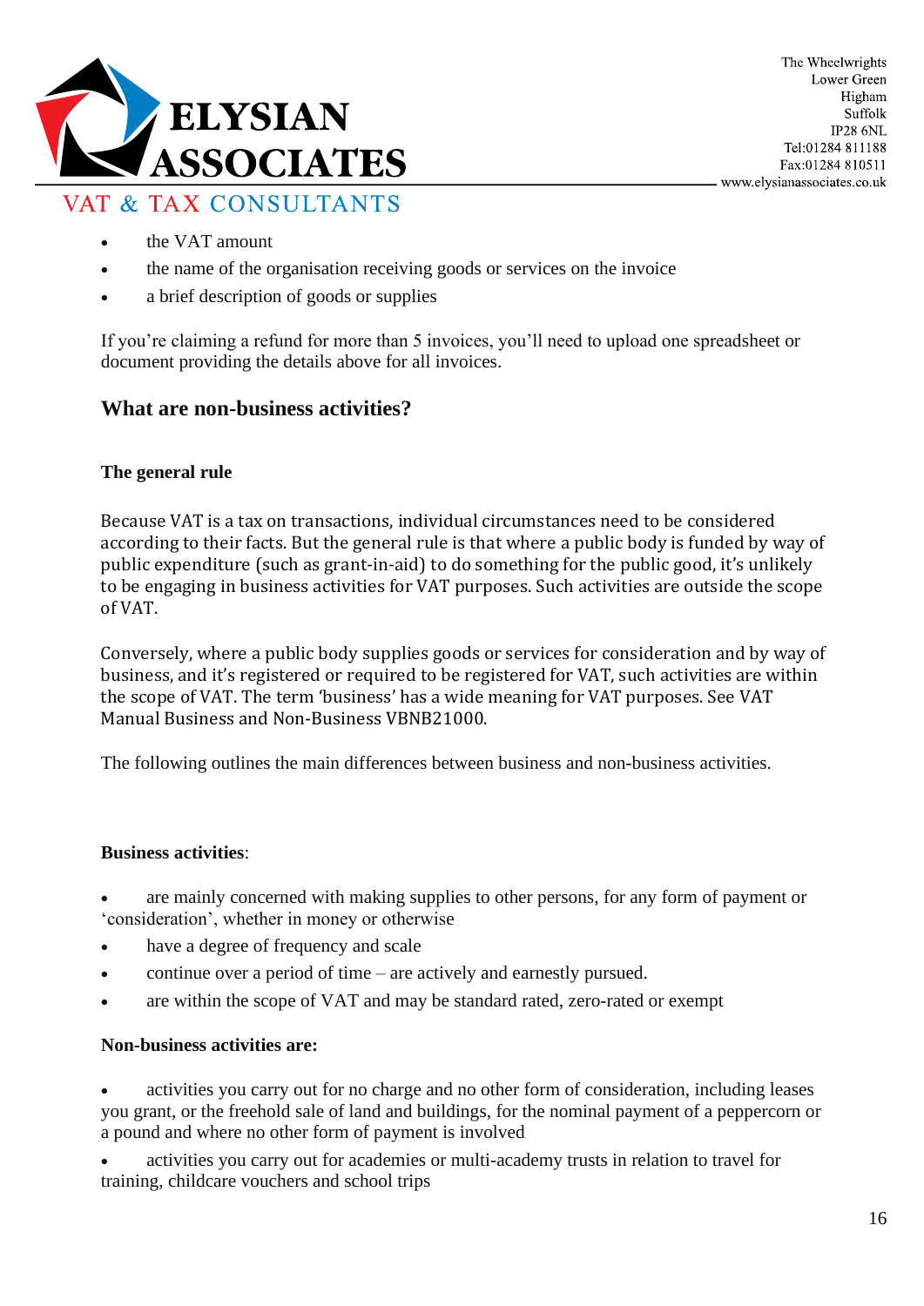- the VAT amount
- the name of the organisation receiving goods or services on the invoice
- a brief description of goods or supplies

If you're claiming a refund for more than 5 invoices, you'll need to upload one spreadsheet or document providing the details above for all invoices.

## What are non-business activities?

### The general rule

Because VAT is a tax on transactions, individual circumstances need to be considered according to their facts. But the general rule is that where a public body is funded by way of public expenditure (such as grant-in-aid) to do something for the public good, it's unlikely to be engaging in business activities for VAT purposes. Such activities are outside the scope of VAT.

Conversely, where a public body supplies goods or services for consideration and by way of business, and it's registered or required to be registered for VAT, such activities are within the scope of VAT. The term 'business' has a wide meaning for VAT purposes. See VAT Manual Business and Non-Business VBNB21000.

The following outlines the main differences between business and non-business activities.

**Business activities**:

- are mainly concerned with making supplies to other persons, for any form of payment or 'consideration', whether in money or otherwise
- have a degree of frequency and scale
- continue over a period of time – are actively and earnestly pursued.
- are within the scope of VAT and may be standard rated, zero-rated or exempt

**Non-business activities are:**

- activities you carry out for no charge and no other form of consideration, including leases you grant, or the freehold sale of land and buildings, for the nominal payment of a peppercorn or a pound and where no other form of payment is involved
- activities you carry out for academies or multi-academy trusts in relation to travel for training, childcare vouchers and school trips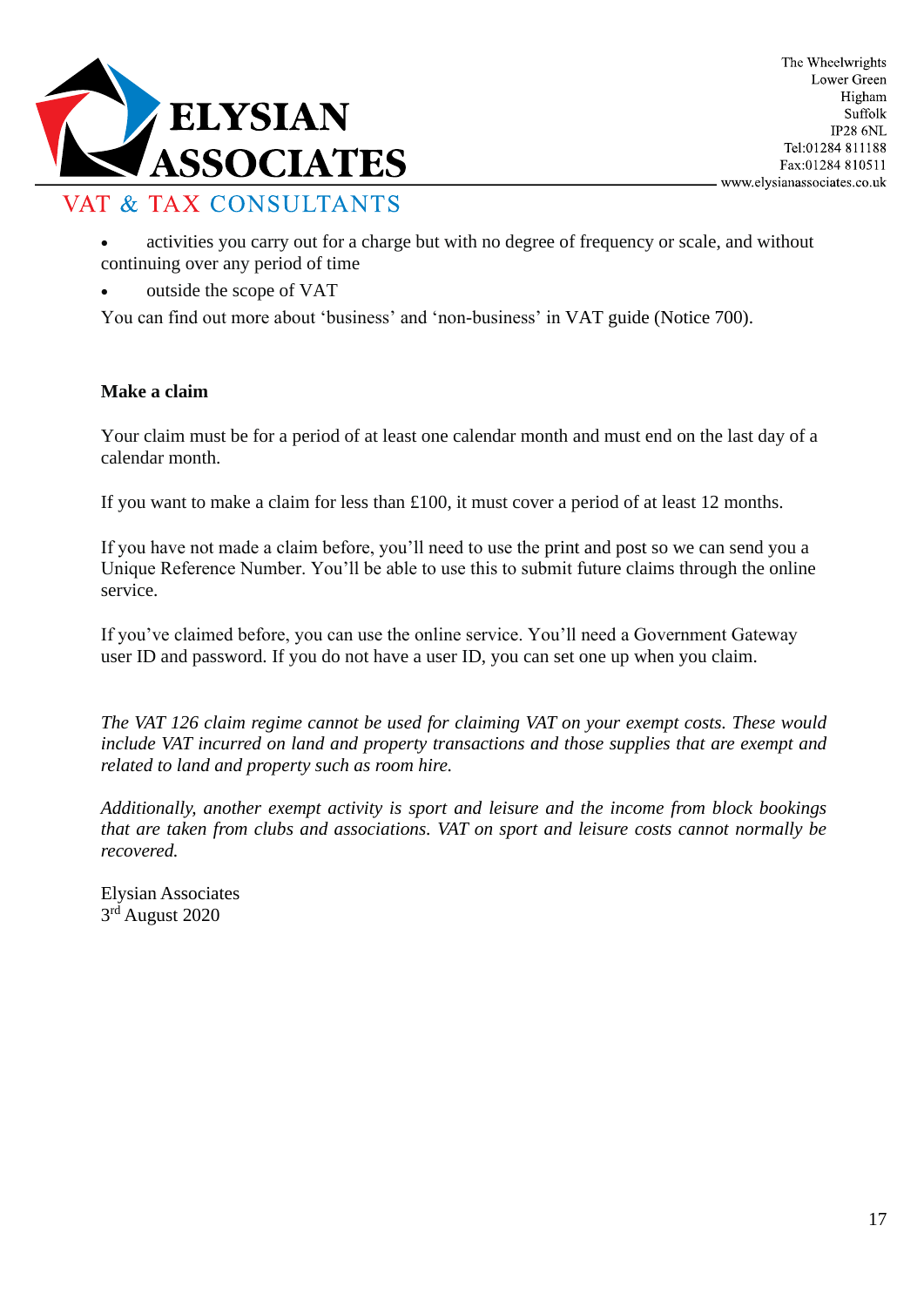- activities you carry out for a charge but with no degree of frequency or scale, and without continuing over any period of time
- outside the scope of VAT

You can find out more about 'business' and 'non-business' in VAT guide (Notice 700).

**Make a claim**

Your claim must be for a period of at least one calendar month and must end on the last day of a calendar month.

If you want to make a claim for less than £100, it must cover a period of at least 12 months.

If you have not made a claim before, you'll need to use the print and post so we can send you a Unique Reference Number. You'll be able to use this to submit future claims through the online service.

If you've claimed before, you can use the online service. You'll need a Government Gateway user ID and password. If you do not have a user ID, you can set one up when you claim.

*The VAT 126 claim regime cannot be used for claiming VAT on your exempt costs. These would include VAT incurred on land and property transactions and those supplies that are exempt and related to land and property such as room hire.*

*Additionally, another exempt activity is sport and leisure and the income from block bookings that are taken from clubs and associations. VAT on sport and leisure costs cannot normally be recovered.*

Elysian Associates
3rd August 2020